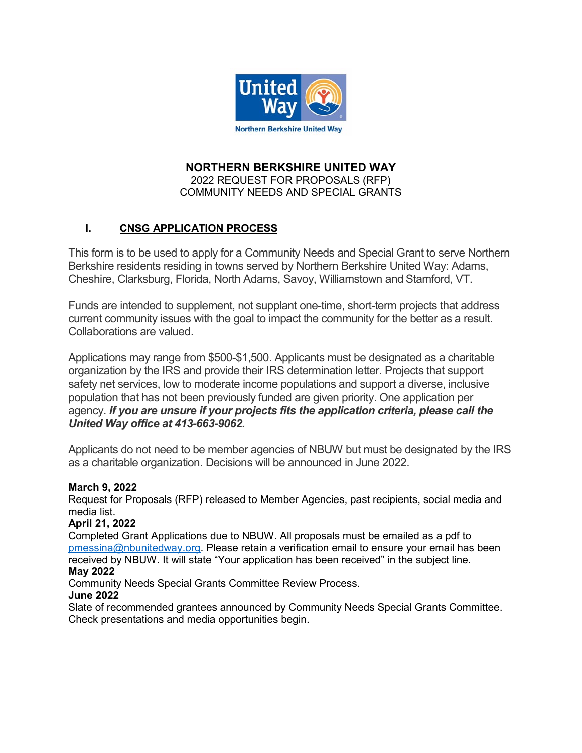# NORTHERN BERKSHIRE UNITED WAY

2022 REQUEST FOR PROPOSALS (RFP)
COMMUNITY NEEDS AND SPECIAL GRANTS

## I. CNSG APPLICATION PROCESS

This form is to be used to apply for a Community Needs and Special Grant to serve Northern Berkshire residents residing in towns served by Northern Berkshire United Way: Adams, Cheshire, Clarksburg, Florida, North Adams, Savoy, Williamstown and Stamford, VT.

Funds are intended to supplement, not supplant one-time, short-term projects that address current community issues with the goal to impact the community for the better as a result. Collaborations are valued.

Applications may range from $500-$1,500. Applicants must be designated as a charitable organization by the IRS and provide their IRS determination letter. Projects that support safety net services, low to moderate income populations and support a diverse, inclusive population that has not been previously funded are given priority. One application per agency. ***If you are unsure if your projects fits the application criteria, please call the United Way office at 413-663-9062.***

Applicants do not need to be member agencies of NBUW but must be designated by the IRS as a charitable organization. Decisions will be announced in June 2022.

**March 9, 2022**
Request for Proposals (RFP) released to Member Agencies, past recipients, social media and media list.

**April 21, 2022**
Completed Grant Applications due to NBUW. All proposals must be emailed as a pdf to pmessina@nbunitedway.org. Please retain a verification email to ensure your email has been received by NBUW. It will state "Your application has been received" in the subject line.

**May 2022**
Community Needs Special Grants Committee Review Process.

**June 2022**
Slate of recommended grantees announced by Community Needs Special Grants Committee. Check presentations and media opportunities begin.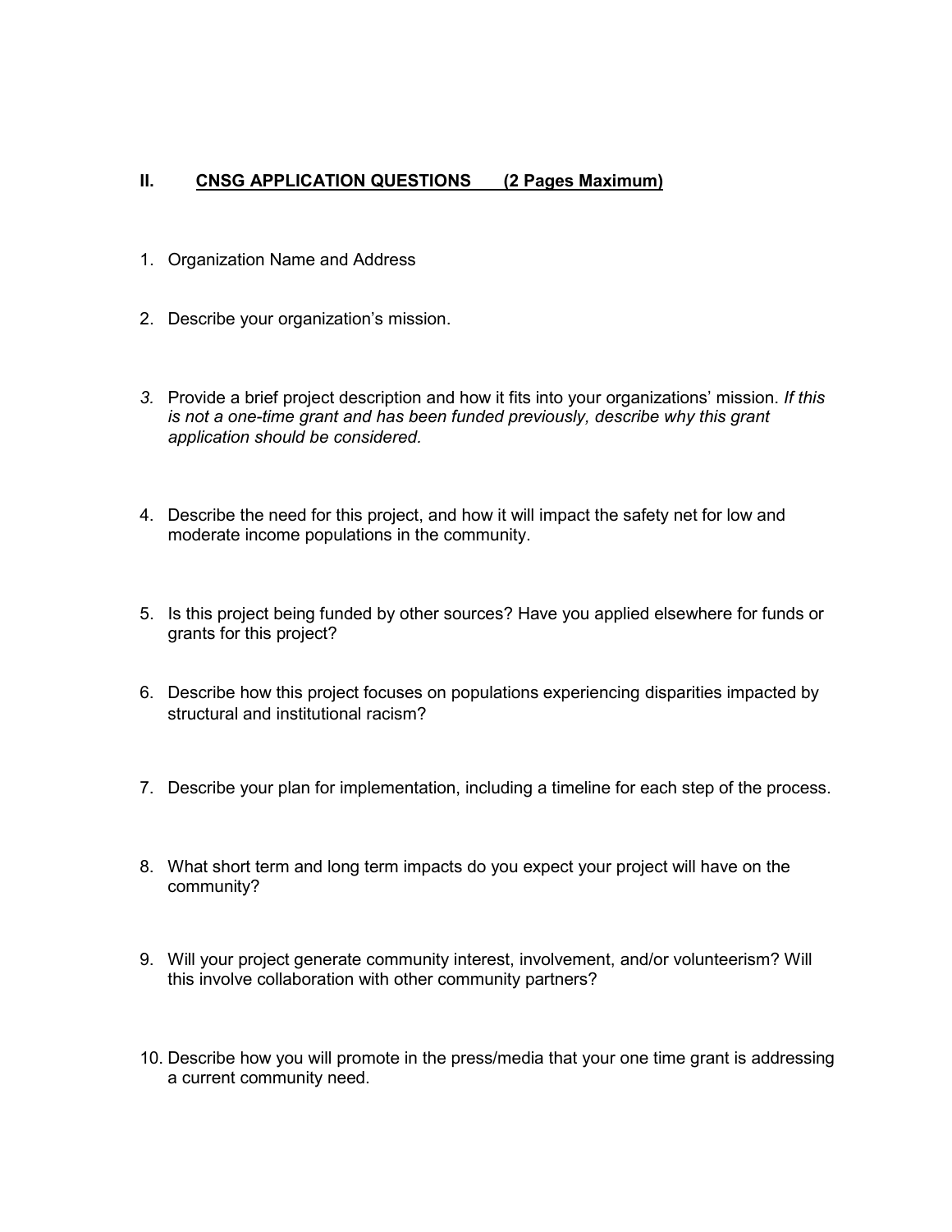## II. CNSG APPLICATION QUESTIONS (2 Pages Maximum)

1. Organization Name and Address

2. Describe your organization's mission.

3. Provide a brief project description and how it fits into your organizations' mission. *If this is not a one-time grant and has been funded previously, describe why this grant application should be considered.*

4. Describe the need for this project, and how it will impact the safety net for low and moderate income populations in the community.

5. Is this project being funded by other sources? Have you applied elsewhere for funds or grants for this project?

6. Describe how this project focuses on populations experiencing disparities impacted by structural and institutional racism?

7. Describe your plan for implementation, including a timeline for each step of the process.

8. What short term and long term impacts do you expect your project will have on the community?

9. Will your project generate community interest, involvement, and/or volunteerism? Will this involve collaboration with other community partners?

10. Describe how you will promote in the press/media that your one time grant is addressing a current community need.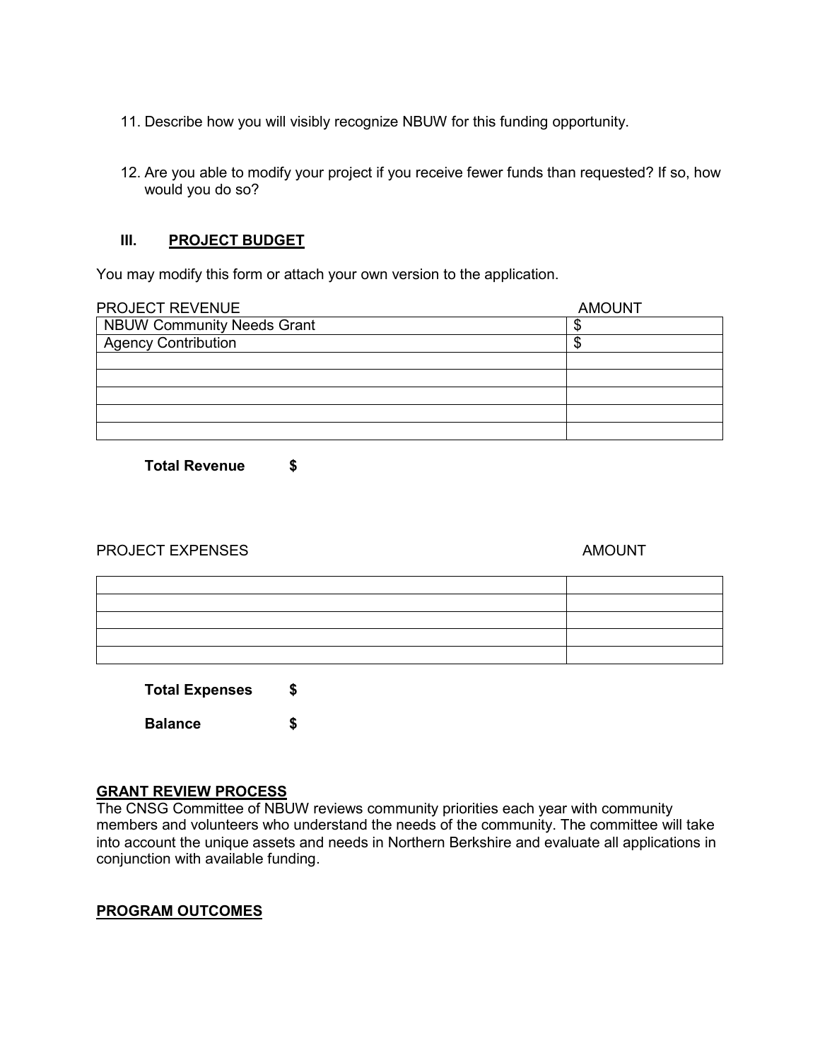11. Describe how you will visibly recognize NBUW for this funding opportunity.

12. Are you able to modify your project if you receive fewer funds than requested? If so, how would you do so?

### III. PROJECT BUDGET

You may modify this form or attach your own version to the application.

| PROJECT REVENUE | AMOUNT |
|---|---|
| NBUW Community Needs Grant | $ |
| Agency Contribution | $ |
| | |
| | |
| | |
| | |
| | |

**Total Revenue** **$**

| PROJECT EXPENSES | AMOUNT |
|---|---|
| | |
| | |
| | |
| | |
| | |

**Total Expenses** **$**

**Balance** **$**

**GRANT REVIEW PROCESS**

The CNSG Committee of NBUW reviews community priorities each year with community members and volunteers who understand the needs of the community. The committee will take into account the unique assets and needs in Northern Berkshire and evaluate all applications in conjunction with available funding.

**PROGRAM OUTCOMES**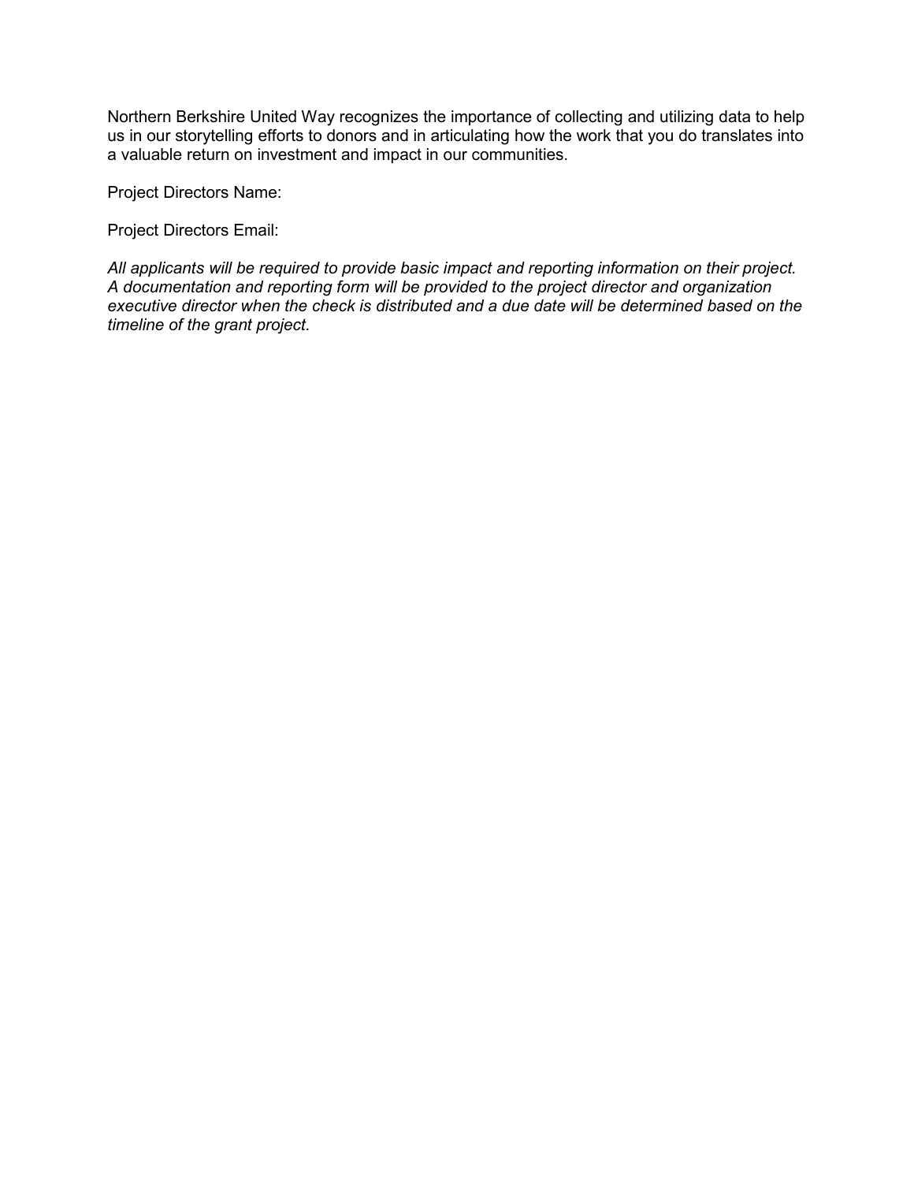Northern Berkshire United Way recognizes the importance of collecting and utilizing data to help us in our storytelling efforts to donors and in articulating how the work that you do translates into a valuable return on investment and impact in our communities.

Project Directors Name:

Project Directors Email:

*All applicants will be required to provide basic impact and reporting information on their project. A documentation and reporting form will be provided to the project director and organization executive director when the check is distributed and a due date will be determined based on the timeline of the grant project.*